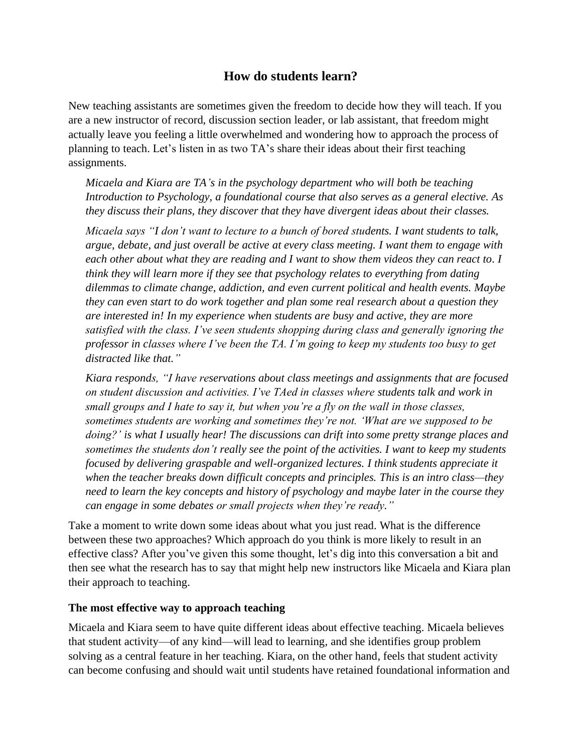# How do students learn?

New teaching assistants are sometimes given the freedom to decide how they will teach. If you are a new instructor of record, discussion section leader, or lab assistant, that freedom might actually leave you feeling a little overwhelmed and wondering how to approach the process of planning to teach. Let's listen in as two TA's share their ideas about their first teaching assignments.

> *Micaela and Kiara are TA's in the psychology department who will both be teaching Introduction to Psychology, a foundational course that also serves as a general elective. As they discuss their plans, they discover that they have divergent ideas about their classes.*
>
> *Micaela says "I don't want to lecture to a bunch of bored students. I want students to talk, argue, debate, and just overall be active at every class meeting. I want them to engage with each other about what they are reading and I want to show them videos they can react to. I think they will learn more if they see that psychology relates to everything from dating dilemmas to climate change, addiction, and even current political and health events. Maybe they can even start to do work together and plan some real research about a question they are interested in! In my experience when students are busy and active, they are more satisfied with the class. I've seen students shopping during class and generally ignoring the professor in classes where I've been the TA. I'm going to keep my students too busy to get distracted like that."*
>
> *Kiara responds, "I have reservations about class meetings and assignments that are focused on student discussion and activities. I've TAed in classes where students talk and work in small groups and I hate to say it, but when you're a fly on the wall in those classes, sometimes students are working and sometimes they're not. 'What are we supposed to be doing?' is what I usually hear! The discussions can drift into some pretty strange places and sometimes the students don't really see the point of the activities. I want to keep my students focused by delivering graspable and well-organized lectures. I think students appreciate it when the teacher breaks down difficult concepts and principles. This is an intro class—they need to learn the key concepts and history of psychology and maybe later in the course they can engage in some debates or small projects when they're ready."*

Take a moment to write down some ideas about what you just read. What is the difference between these two approaches? Which approach do you think is more likely to result in an effective class? After you've given this some thought, let's dig into this conversation a bit and then see what the research has to say that might help new instructors like Micaela and Kiara plan their approach to teaching.

### The most effective way to approach teaching

Micaela and Kiara seem to have quite different ideas about effective teaching. Micaela believes that student activity—of any kind—will lead to learning, and she identifies group problem solving as a central feature in her teaching. Kiara, on the other hand, feels that student activity can become confusing and should wait until students have retained foundational information and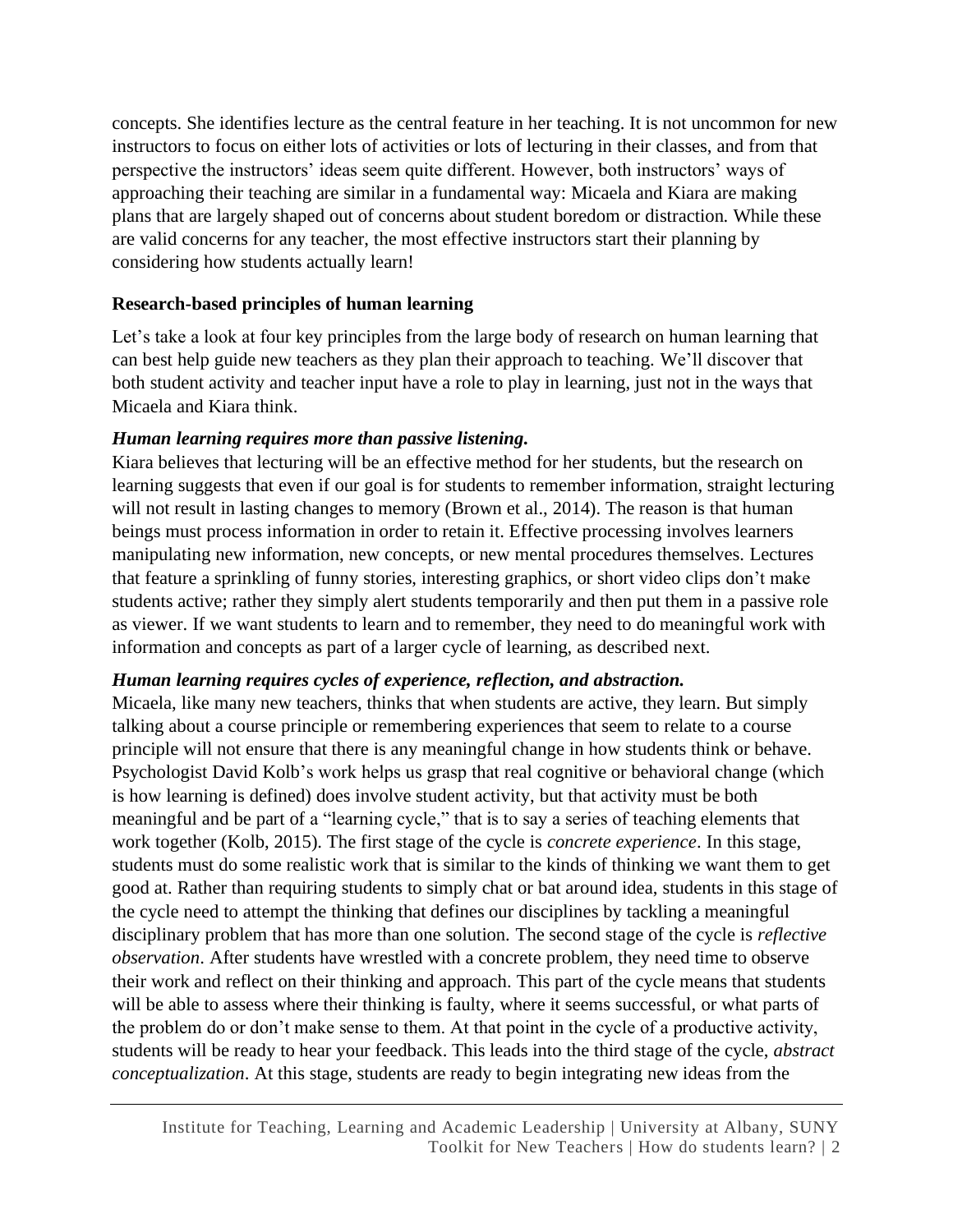concepts. She identifies lecture as the central feature in her teaching. It is not uncommon for new instructors to focus on either lots of activities or lots of lecturing in their classes, and from that perspective the instructors' ideas seem quite different. However, both instructors' ways of approaching their teaching are similar in a fundamental way: Micaela and Kiara are making plans that are largely shaped out of concerns about student boredom or distraction. While these are valid concerns for any teacher, the most effective instructors start their planning by considering how students actually learn!

## Research-based principles of human learning

Let's take a look at four key principles from the large body of research on human learning that can best help guide new teachers as they plan their approach to teaching. We'll discover that both student activity and teacher input have a role to play in learning, just not in the ways that Micaela and Kiara think.

### *Human learning requires more than passive listening.*

Kiara believes that lecturing will be an effective method for her students, but the research on learning suggests that even if our goal is for students to remember information, straight lecturing will not result in lasting changes to memory (Brown et al., 2014). The reason is that human beings must process information in order to retain it. Effective processing involves learners manipulating new information, new concepts, or new mental procedures themselves. Lectures that feature a sprinkling of funny stories, interesting graphics, or short video clips don't make students active; rather they simply alert students temporarily and then put them in a passive role as viewer. If we want students to learn and to remember, they need to do meaningful work with information and concepts as part of a larger cycle of learning, as described next.

### *Human learning requires cycles of experience, reflection, and abstraction.*

Micaela, like many new teachers, thinks that when students are active, they learn. But simply talking about a course principle or remembering experiences that seem to relate to a course principle will not ensure that there is any meaningful change in how students think or behave. Psychologist David Kolb's work helps us grasp that real cognitive or behavioral change (which is how learning is defined) does involve student activity, but that activity must be both meaningful and be part of a "learning cycle," that is to say a series of teaching elements that work together (Kolb, 2015). The first stage of the cycle is *concrete experience*. In this stage, students must do some realistic work that is similar to the kinds of thinking we want them to get good at. Rather than requiring students to simply chat or bat around idea, students in this stage of the cycle need to attempt the thinking that defines our disciplines by tackling a meaningful disciplinary problem that has more than one solution. The second stage of the cycle is *reflective observation*. After students have wrestled with a concrete problem, they need time to observe their work and reflect on their thinking and approach. This part of the cycle means that students will be able to assess where their thinking is faulty, where it seems successful, or what parts of the problem do or don't make sense to them. At that point in the cycle of a productive activity, students will be ready to hear your feedback. This leads into the third stage of the cycle, *abstract conceptualization*. At this stage, students are ready to begin integrating new ideas from the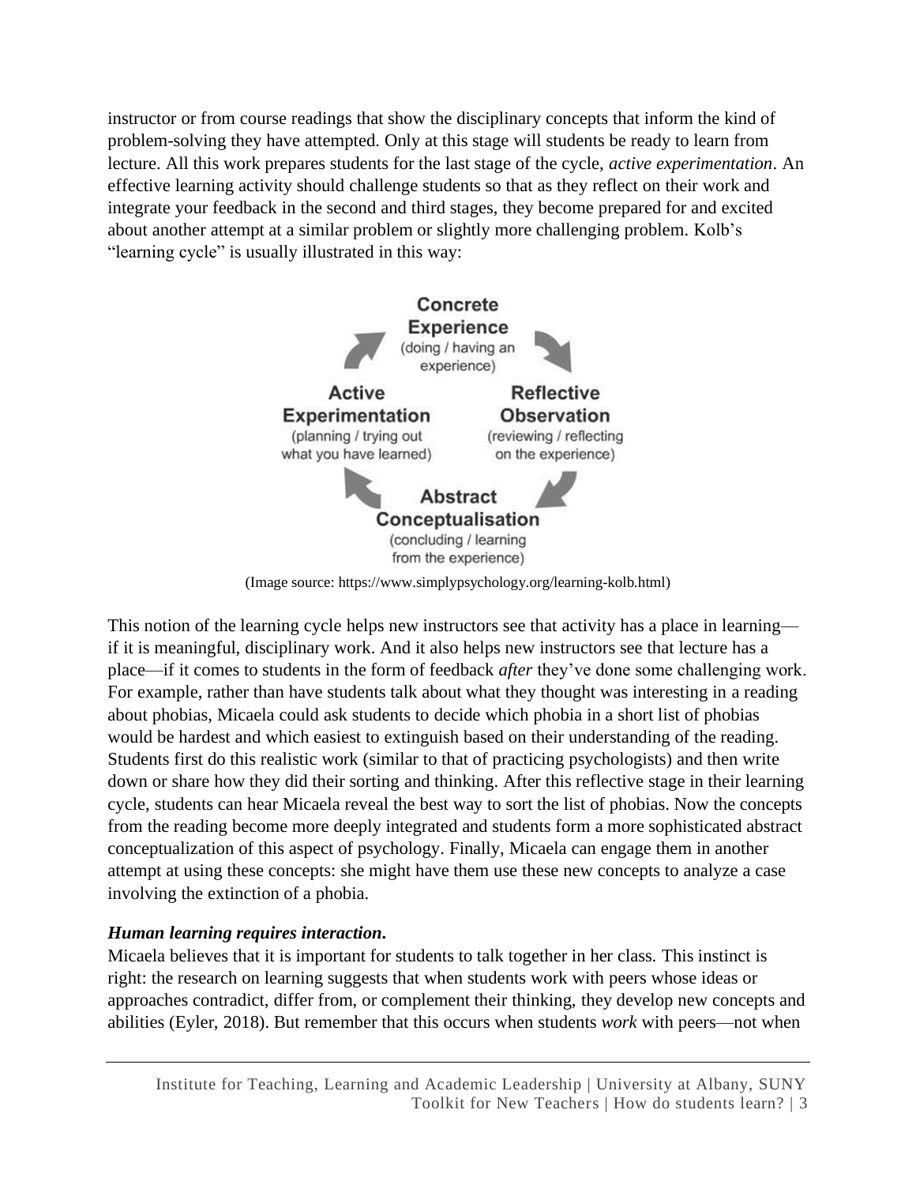instructor or from course readings that show the disciplinary concepts that inform the kind of problem-solving they have attempted. Only at this stage will students be ready to learn from lecture. All this work prepares students for the last stage of the cycle, *active experimentation*. An effective learning activity should challenge students so that as they reflect on their work and integrate your feedback in the second and third stages, they become prepared for and excited about another attempt at a similar problem or slightly more challenging problem. Kolb's "learning cycle" is usually illustrated in this way:

**Concrete Experience** (doing / having an experience)

**Reflective Observation** (reviewing / reflecting on the experience)

**Abstract Conceptualisation** (concluding / learning from the experience)

**Active Experimentation** (planning / trying out what you have learned)

(Image source: https://www.simplypsychology.org/learning-kolb.html)

This notion of the learning cycle helps new instructors see that activity has a place in learning—if it is meaningful, disciplinary work. And it also helps new instructors see that lecture has a place—if it comes to students in the form of feedback *after* they've done some challenging work. For example, rather than have students talk about what they thought was interesting in a reading about phobias, Micaela could ask students to decide which phobia in a short list of phobias would be hardest and which easiest to extinguish based on their understanding of the reading. Students first do this realistic work (similar to that of practicing psychologists) and then write down or share how they did their sorting and thinking. After this reflective stage in their learning cycle, students can hear Micaela reveal the best way to sort the list of phobias. Now the concepts from the reading become more deeply integrated and students form a more sophisticated abstract conceptualization of this aspect of psychology. Finally, Micaela can engage them in another attempt at using these concepts: she might have them use these new concepts to analyze a case involving the extinction of a phobia.

***Human learning requires interaction.***

Micaela believes that it is important for students to talk together in her class. This instinct is right: the research on learning suggests that when students work with peers whose ideas or approaches contradict, differ from, or complement their thinking, they develop new concepts and abilities (Eyler, 2018). But remember that this occurs when students *work* with peers—not when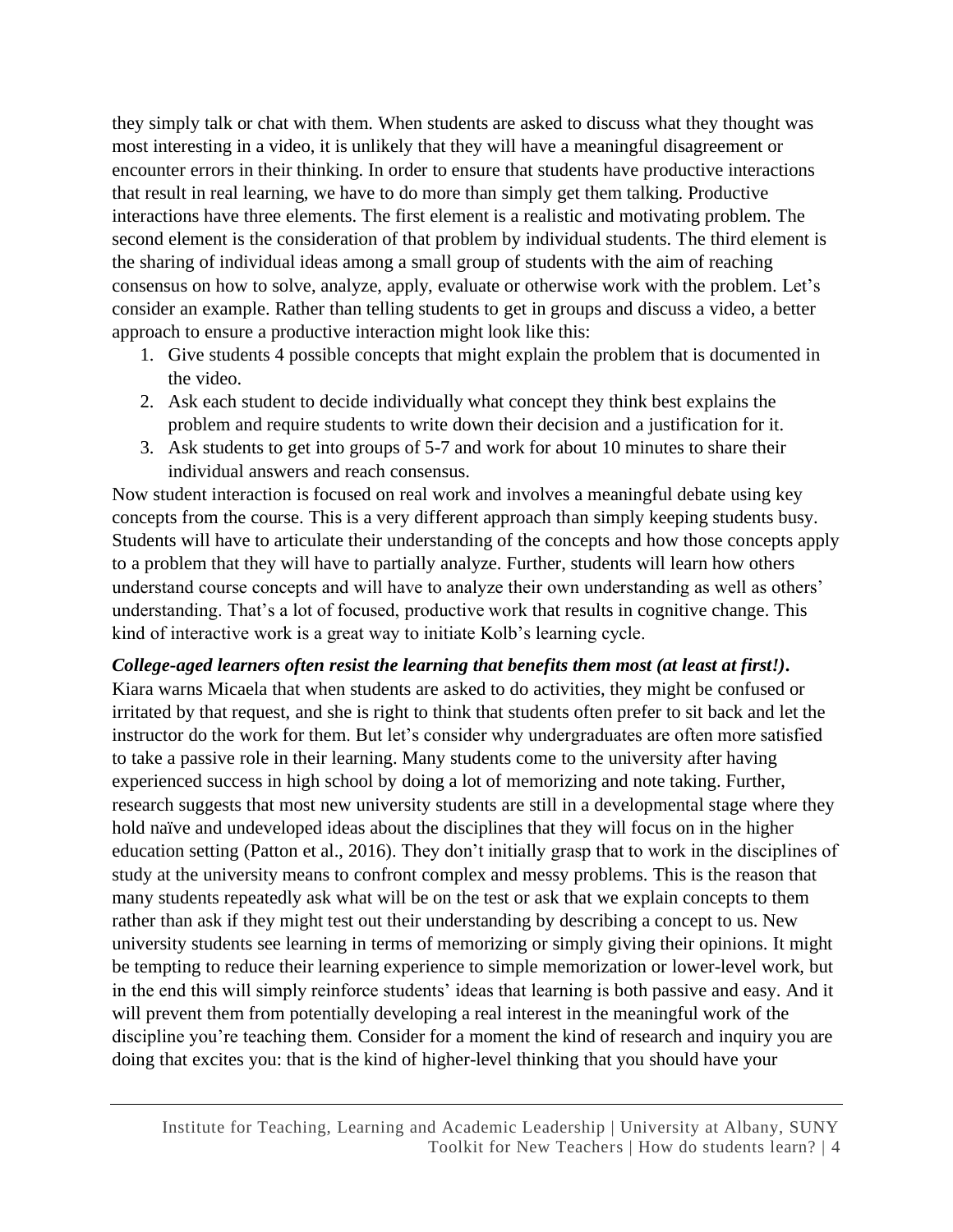they simply talk or chat with them. When students are asked to discuss what they thought was most interesting in a video, it is unlikely that they will have a meaningful disagreement or encounter errors in their thinking. In order to ensure that students have productive interactions that result in real learning, we have to do more than simply get them talking. Productive interactions have three elements. The first element is a realistic and motivating problem. The second element is the consideration of that problem by individual students. The third element is the sharing of individual ideas among a small group of students with the aim of reaching consensus on how to solve, analyze, apply, evaluate or otherwise work with the problem. Let's consider an example. Rather than telling students to get in groups and discuss a video, a better approach to ensure a productive interaction might look like this:

1. Give students 4 possible concepts that might explain the problem that is documented in the video.
2. Ask each student to decide individually what concept they think best explains the problem and require students to write down their decision and a justification for it.
3. Ask students to get into groups of 5-7 and work for about 10 minutes to share their individual answers and reach consensus.

Now student interaction is focused on real work and involves a meaningful debate using key concepts from the course. This is a very different approach than simply keeping students busy. Students will have to articulate their understanding of the concepts and how those concepts apply to a problem that they will have to partially analyze. Further, students will learn how others understand course concepts and will have to analyze their own understanding as well as others' understanding. That's a lot of focused, productive work that results in cognitive change. This kind of interactive work is a great way to initiate Kolb's learning cycle.

***College-aged learners often resist the learning that benefits them most (at least at first!).*** Kiara warns Micaela that when students are asked to do activities, they might be confused or irritated by that request, and she is right to think that students often prefer to sit back and let the instructor do the work for them. But let's consider why undergraduates are often more satisfied to take a passive role in their learning. Many students come to the university after having experienced success in high school by doing a lot of memorizing and note taking. Further, research suggests that most new university students are still in a developmental stage where they hold naïve and undeveloped ideas about the disciplines that they will focus on in the higher education setting (Patton et al., 2016). They don't initially grasp that to work in the disciplines of study at the university means to confront complex and messy problems. This is the reason that many students repeatedly ask what will be on the test or ask that we explain concepts to them rather than ask if they might test out their understanding by describing a concept to us. New university students see learning in terms of memorizing or simply giving their opinions. It might be tempting to reduce their learning experience to simple memorization or lower-level work, but in the end this will simply reinforce students' ideas that learning is both passive and easy. And it will prevent them from potentially developing a real interest in the meaningful work of the discipline you're teaching them. Consider for a moment the kind of research and inquiry you are doing that excites you: that is the kind of higher-level thinking that you should have your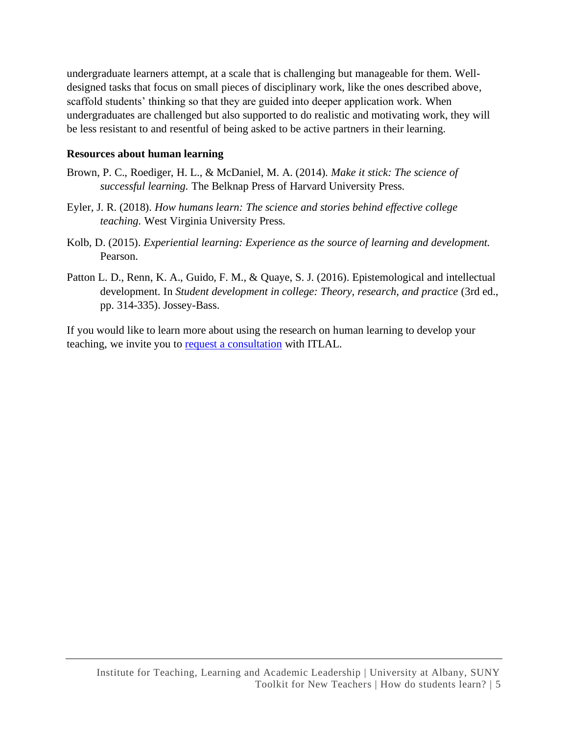undergraduate learners attempt, at a scale that is challenging but manageable for them. Well-designed tasks that focus on small pieces of disciplinary work, like the ones described above, scaffold students' thinking so that they are guided into deeper application work. When undergraduates are challenged but also supported to do realistic and motivating work, they will be less resistant to and resentful of being asked to be active partners in their learning.

**Resources about human learning**

Brown, P. C., Roediger, H. L., & McDaniel, M. A. (2014). *Make it stick: The science of successful learning.* The Belknap Press of Harvard University Press.

Eyler, J. R. (2018). *How humans learn: The science and stories behind effective college teaching.* West Virginia University Press.

Kolb, D. (2015). *Experiential learning: Experience as the source of learning and development.* Pearson.

Patton L. D., Renn, K. A., Guido, F. M., & Quaye, S. J. (2016). Epistemological and intellectual development. In *Student development in college: Theory, research, and practice* (3rd ed., pp. 314-335). Jossey-Bass.

If you would like to learn more about using the research on human learning to develop your teaching, we invite you to [request a consultation]() with ITLAL.